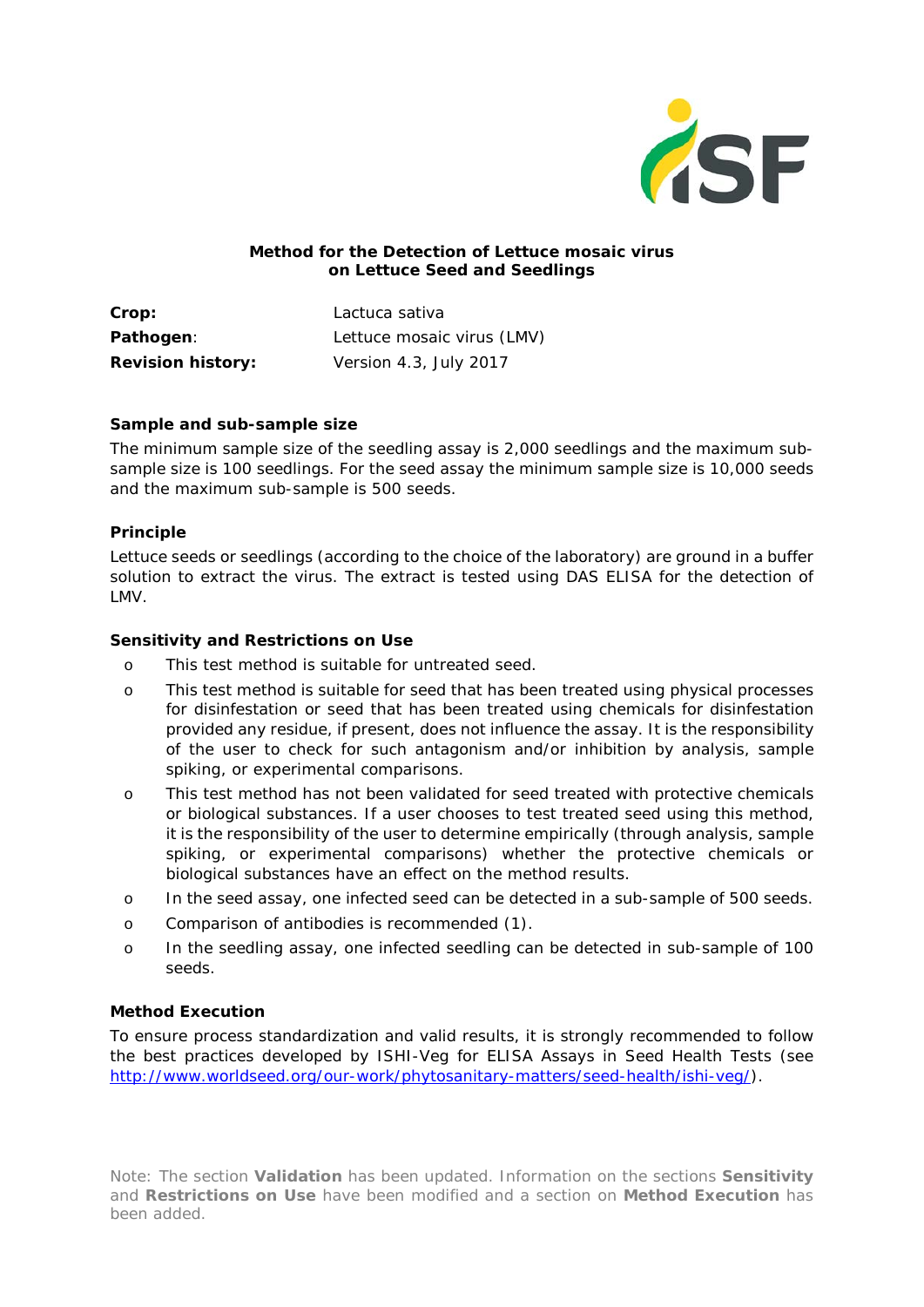**Method for the Detection of Lettuce mosaic virus on Lettuce Seed and Seedlings**

| | |
|---|---|
| **Crop:** | Lactuca sativa |
| **Pathogen**: | Lettuce mosaic virus (LMV) |
| **Revision history:** | Version 4.3, July 2017 |

### Sample and sub-sample size

The minimum sample size of the seedling assay is 2,000 seedlings and the maximum sub-sample size is 100 seedlings. For the seed assay the minimum sample size is 10,000 seeds and the maximum sub-sample is 500 seeds.

### Principle

Lettuce seeds or seedlings (according to the choice of the laboratory) are ground in a buffer solution to extract the virus. The extract is tested using DAS ELISA for the detection of LMV.

### Sensitivity and Restrictions on Use

- This test method is suitable for untreated seed.
- This test method is suitable for seed that has been treated using physical processes for disinfestation or seed that has been treated using chemicals for disinfestation provided any residue, if present, does not influence the assay. It is the responsibility of the user to check for such antagonism and/or inhibition by analysis, sample spiking, or experimental comparisons.
- This test method has not been validated for seed treated with protective chemicals or biological substances. If a user chooses to test treated seed using this method, it is the responsibility of the user to determine empirically (through analysis, sample spiking, or experimental comparisons) whether the protective chemicals or biological substances have an effect on the method results.
- In the seed assay, one infected seed can be detected in a sub-sample of 500 seeds.
- Comparison of antibodies is recommended (1).
- In the seedling assay, one infected seedling can be detected in sub-sample of 100 seeds.

### Method Execution

To ensure process standardization and valid results, it is strongly recommended to follow the best practices developed by ISHI-Veg for ELISA Assays in Seed Health Tests (see http://www.worldseed.org/our-work/phytosanitary-matters/seed-health/ishi-veg/).

Note: The section **Validation** has been updated. Information on the sections **Sensitivity** and **Restrictions on Use** have been modified and a section on **Method Execution** has been added.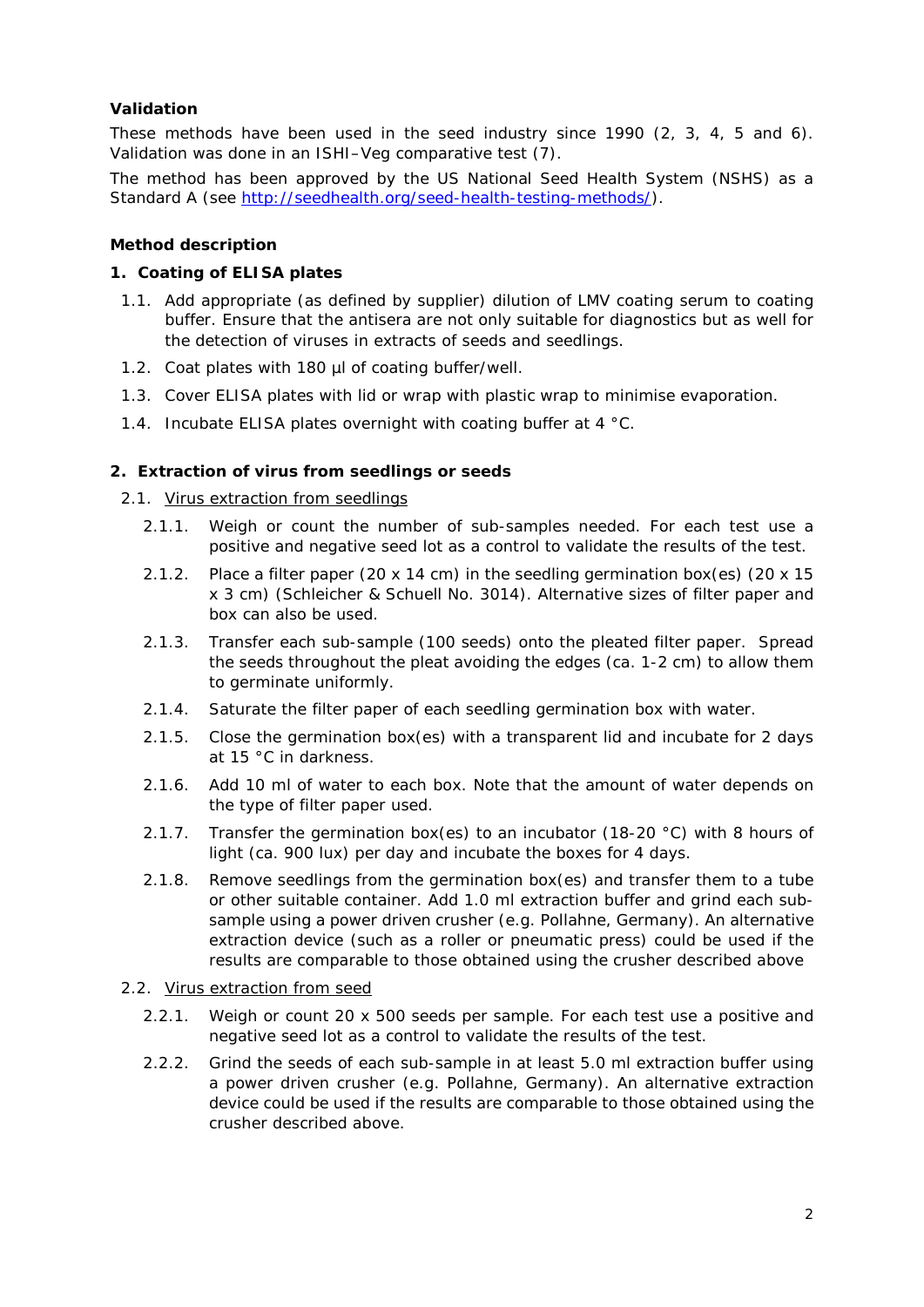**Validation**

These methods have been used in the seed industry since 1990 (2, 3, 4, 5 and 6). Validation was done in an ISHI–Veg comparative test (7).

The method has been approved by the US National Seed Health System (NSHS) as a Standard A (see http://seedhealth.org/seed-health-testing-methods/).

**Method description**

**1. Coating of ELISA plates**

1.1. Add appropriate (as defined by supplier) dilution of LMV coating serum to coating buffer. Ensure that the antisera are not only suitable for diagnostics but as well for the detection of viruses in extracts of seeds and seedlings.

1.2. Coat plates with 180 µl of coating buffer/well.

1.3. Cover ELISA plates with lid or wrap with plastic wrap to minimise evaporation.

1.4. Incubate ELISA plates overnight with coating buffer at 4 °C.

**2. Extraction of virus from seedlings or seeds**

2.1. Virus extraction from seedlings

2.1.1. Weigh or count the number of sub-samples needed. For each test use a positive and negative seed lot as a control to validate the results of the test.

2.1.2. Place a filter paper (20 x 14 cm) in the seedling germination box(es) (20 x 15 x 3 cm) (Schleicher & Schuell No. 3014). Alternative sizes of filter paper and box can also be used.

2.1.3. Transfer each sub-sample (100 seeds) onto the pleated filter paper. Spread the seeds throughout the pleat avoiding the edges (ca. 1-2 cm) to allow them to germinate uniformly.

2.1.4. Saturate the filter paper of each seedling germination box with water.

2.1.5. Close the germination box(es) with a transparent lid and incubate for 2 days at 15 °C in darkness.

2.1.6. Add 10 ml of water to each box. Note that the amount of water depends on the type of filter paper used.

2.1.7. Transfer the germination box(es) to an incubator (18-20 °C) with 8 hours of light (ca. 900 lux) per day and incubate the boxes for 4 days.

2.1.8. Remove seedlings from the germination box(es) and transfer them to a tube or other suitable container. Add 1.0 ml extraction buffer and grind each sub-sample using a power driven crusher (e.g. Pollahne, Germany). An alternative extraction device (such as a roller or pneumatic press) could be used if the results are comparable to those obtained using the crusher described above

2.2. Virus extraction from seed

2.2.1. Weigh or count 20 x 500 seeds per sample. For each test use a positive and negative seed lot as a control to validate the results of the test.

2.2.2. Grind the seeds of each sub-sample in at least 5.0 ml extraction buffer using a power driven crusher (e.g. Pollahne, Germany). An alternative extraction device could be used if the results are comparable to those obtained using the crusher described above.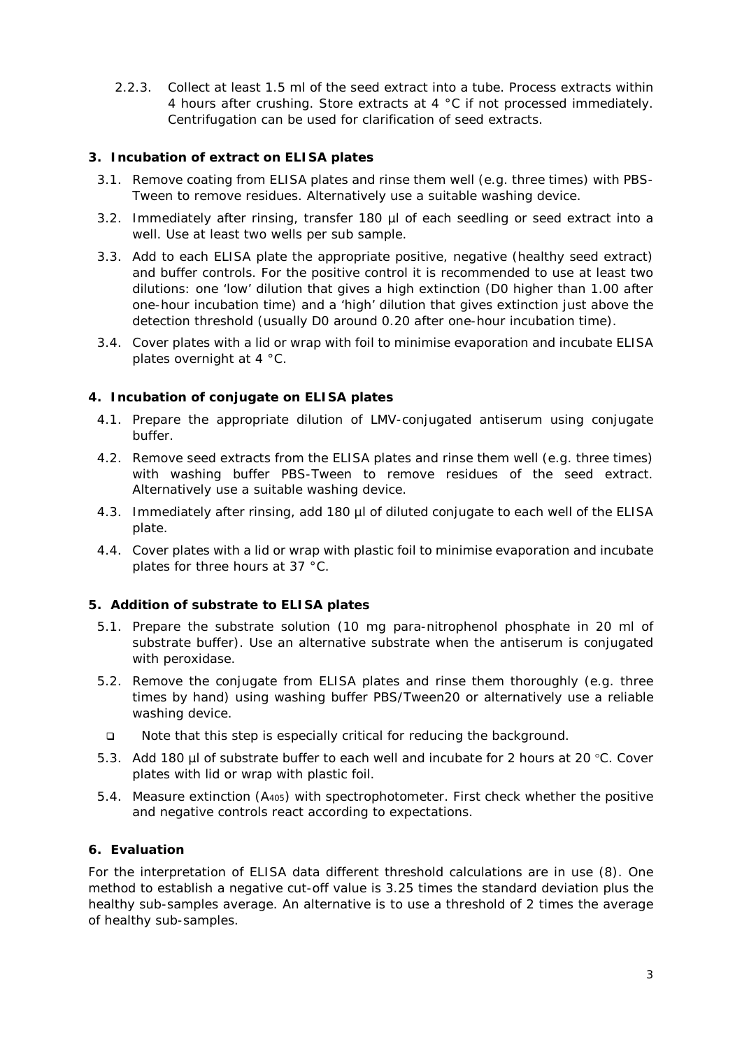2.2.3. Collect at least 1.5 ml of the seed extract into a tube. Process extracts within 4 hours after crushing. Store extracts at 4 °C if not processed immediately. Centrifugation can be used for clarification of seed extracts.

### 3. Incubation of extract on ELISA plates

3.1. Remove coating from ELISA plates and rinse them well (e.g. three times) with PBS-Tween to remove residues. Alternatively use a suitable washing device.

3.2. Immediately after rinsing, transfer 180 µl of each seedling or seed extract into a well. Use at least two wells per sub sample.

3.3. Add to each ELISA plate the appropriate positive, negative (healthy seed extract) and buffer controls. For the positive control it is recommended to use at least two dilutions: one 'low' dilution that gives a high extinction (D0 higher than 1.00 after one-hour incubation time) and a 'high' dilution that gives extinction just above the detection threshold (usually D0 around 0.20 after one-hour incubation time).

3.4. Cover plates with a lid or wrap with foil to minimise evaporation and incubate ELISA plates overnight at 4 °C.

### 4. Incubation of conjugate on ELISA plates

4.1. Prepare the appropriate dilution of LMV-conjugated antiserum using conjugate buffer.

4.2. Remove seed extracts from the ELISA plates and rinse them well (e.g. three times) with washing buffer PBS-Tween to remove residues of the seed extract. Alternatively use a suitable washing device.

4.3. Immediately after rinsing, add 180 µl of diluted conjugate to each well of the ELISA plate.

4.4. Cover plates with a lid or wrap with plastic foil to minimise evaporation and incubate plates for three hours at 37 °C.

### 5. Addition of substrate to ELISA plates

5.1. Prepare the substrate solution (10 mg para-nitrophenol phosphate in 20 ml of substrate buffer). Use an alternative substrate when the antiserum is conjugated with peroxidase.

5.2. Remove the conjugate from ELISA plates and rinse them thoroughly (e.g. three times by hand) using washing buffer PBS/Tween20 or alternatively use a reliable washing device.

- Note that this step is especially critical for reducing the background.

5.3. Add 180 µl of substrate buffer to each well and incubate for 2 hours at 20 °C. Cover plates with lid or wrap with plastic foil.

5.4. Measure extinction ($A_{405}$) with spectrophotometer. First check whether the positive and negative controls react according to expectations.

### 6. Evaluation

For the interpretation of ELISA data different threshold calculations are in use (8). One method to establish a negative cut-off value is 3.25 times the standard deviation plus the healthy sub-samples average. An alternative is to use a threshold of 2 times the average of healthy sub-samples.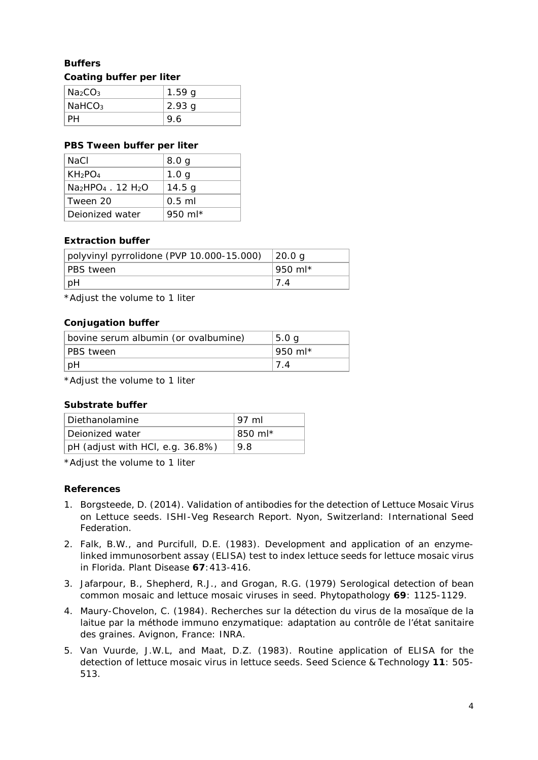**Buffers**

**Coating buffer per liter**

| | |
|---|---|
| $Na_2CO_3$ | 1.59 g |
| $NaHCO_3$ | 2.93 g |
| PH | 9.6 |

**PBS Tween buffer per liter**

| | |
|---|---|
| NaCl | 8.0 g |
| $KH_2PO_4$ | 1.0 g |
| $Na_2HPO_4 \cdot 12\ H_2O$ | 14.5 g |
| Tween 20 | 0.5 ml |
| Deionized water | 950 ml* |

**Extraction buffer**

| | |
|---|---|
| polyvinyl pyrrolidone (PVP 10.000-15.000) | 20.0 g |
| PBS tween | 950 ml* |
| pH | 7.4 |

*Adjust the volume to 1 liter

**Conjugation buffer**

| | |
|---|---|
| bovine serum albumin (or ovalbumine) | 5.0 g |
| PBS tween | 950 ml* |
| pH | 7.4 |

*Adjust the volume to 1 liter

**Substrate buffer**

| | |
|---|---|
| Diethanolamine | 97 ml |
| Deionized water | 850 ml* |
| pH (adjust with HCl, e.g. 36.8%) | 9.8 |

*Adjust the volume to 1 liter

**References**

1. Borgsteede, D. (2014). Validation of antibodies for the detection of Lettuce Mosaic Virus on Lettuce seeds. ISHI-Veg Research Report. Nyon, Switzerland: International Seed Federation.
2. Falk, B.W., and Purcifull, D.E. (1983). Development and application of an enzyme-linked immunosorbent assay (ELISA) test to index lettuce seeds for lettuce mosaic virus in Florida. Plant Disease **67**:413-416.
3. Jafarpour, B., Shepherd, R.J., and Grogan, R.G. (1979) Serological detection of bean common mosaic and lettuce mosaic viruses in seed. Phytopathology **69**: 1125-1129.
4. Maury-Chovelon, C. (1984). Recherches sur la détection du virus de la mosaïque de la laitue par la méthode immuno enzymatique: adaptation au contrôle de l'état sanitaire des graines. Avignon, France: INRA.
5. Van Vuurde, J.W.L, and Maat, D.Z. (1983). Routine application of ELISA for the detection of lettuce mosaic virus in lettuce seeds. Seed Science & Technology **11**: 505-513.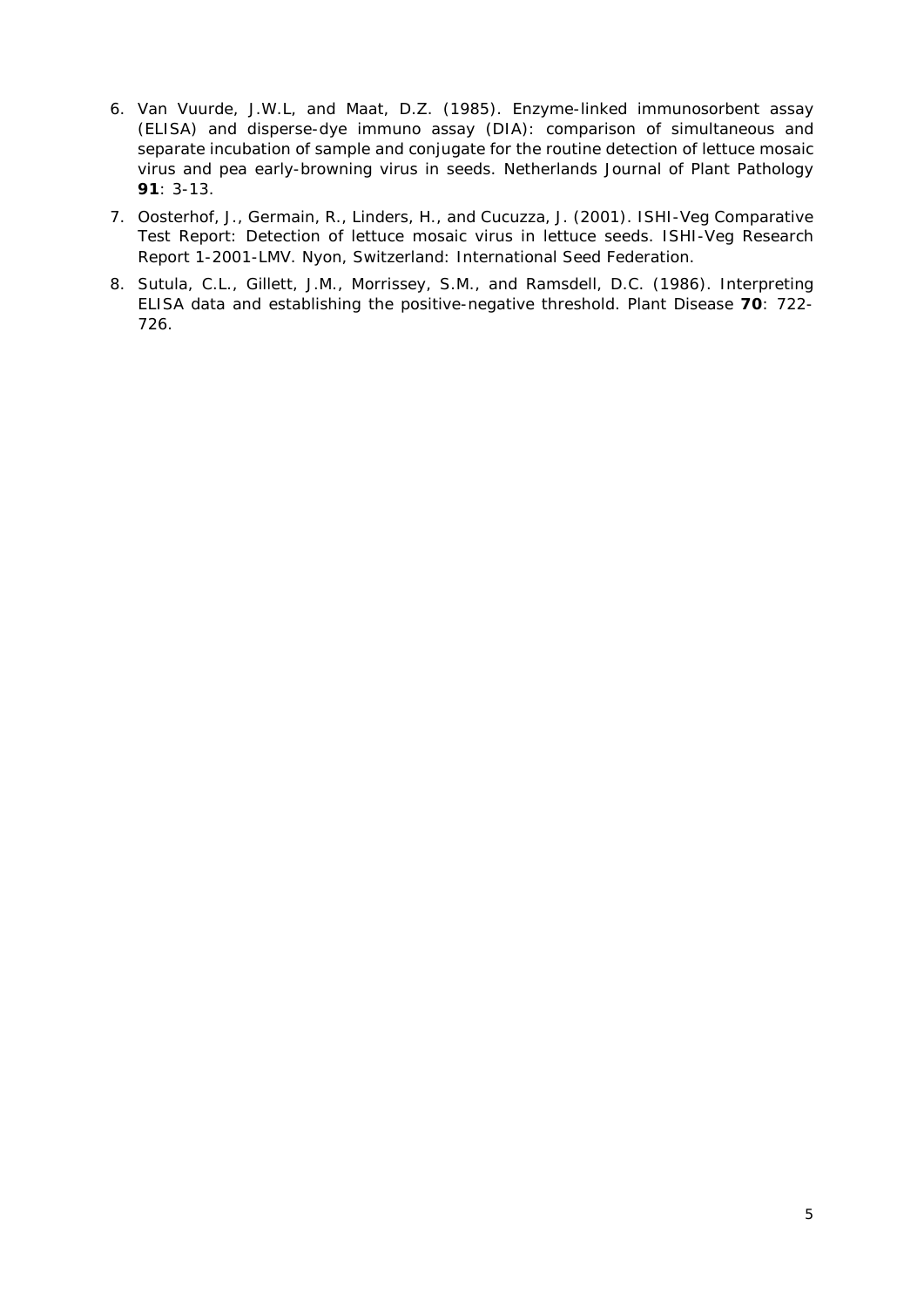6. Van Vuurde, J.W.L, and Maat, D.Z. (1985). Enzyme-linked immunosorbent assay (ELISA) and disperse-dye immuno assay (DIA): comparison of simultaneous and separate incubation of sample and conjugate for the routine detection of lettuce mosaic virus and pea early-browning virus in seeds. Netherlands Journal of Plant Pathology **91**: 3-13.
7. Oosterhof, J., Germain, R., Linders, H., and Cucuzza, J. (2001). ISHI-Veg Comparative Test Report: Detection of lettuce mosaic virus in lettuce seeds. ISHI-Veg Research Report 1-2001-LMV. Nyon, Switzerland: International Seed Federation.
8. Sutula, C.L., Gillett, J.M., Morrissey, S.M., and Ramsdell, D.C. (1986). Interpreting ELISA data and establishing the positive-negative threshold. Plant Disease **70**: 722-726.